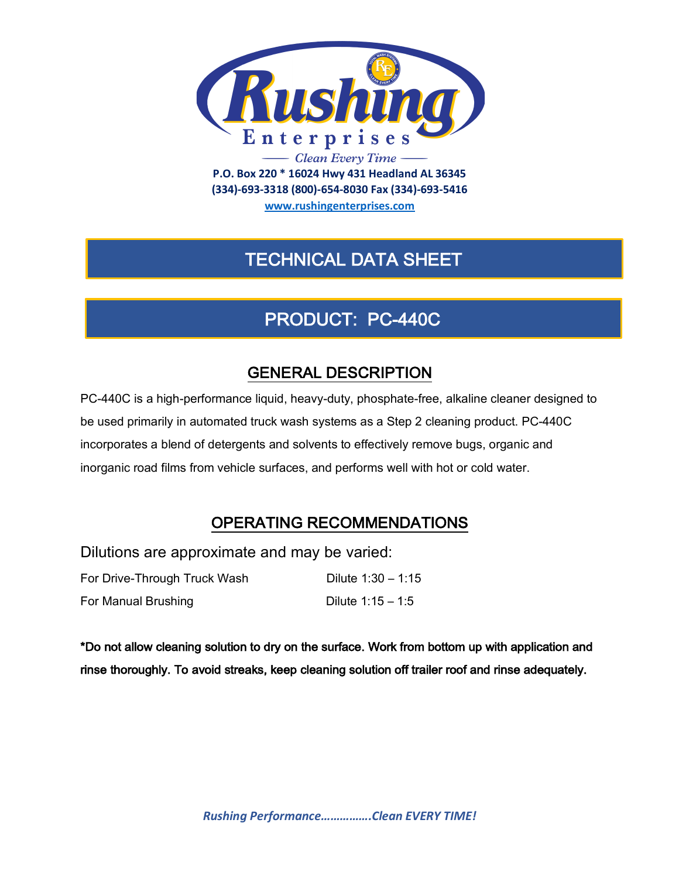# Rushing Enterprises

Clean Every Time

**P.O. Box 220 * 16024 Hwy 431 Headland AL 36345**
**(334)-693-3318 (800)-654-8030 Fax (334)-693-5416**
**www.rushingenterprises.com**

# TECHNICAL DATA SHEET

# PRODUCT: PC-440C

## GENERAL DESCRIPTION

PC-440C is a high-performance liquid, heavy-duty, phosphate-free, alkaline cleaner designed to be used primarily in automated truck wash systems as a Step 2 cleaning product. PC-440C incorporates a blend of detergents and solvents to effectively remove bugs, organic and inorganic road films from vehicle surfaces, and performs well with hot or cold water.

## OPERATING RECOMMENDATIONS

Dilutions are approximate and may be varied:

| | |
|---|---|
| For Drive-Through Truck Wash | Dilute 1:30 – 1:15 |
| For Manual Brushing | Dilute 1:15 – 1:5 |

**\*Do not allow cleaning solution to dry on the surface. Work from bottom up with application and rinse thoroughly. To avoid streaks, keep cleaning solution off trailer roof and rinse adequately.**

***Rushing Performance…………….Clean EVERY TIME!***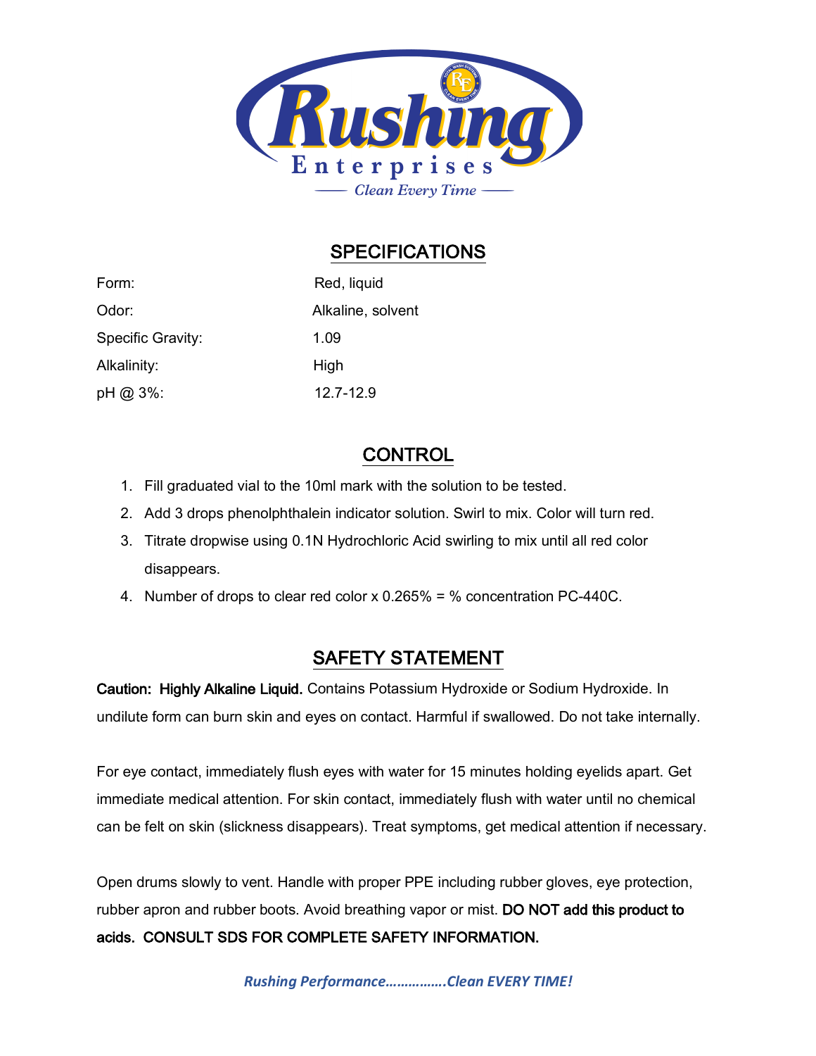## SPECIFICATIONS

| | |
|---|---|
| Form: | Red, liquid |
| Odor: | Alkaline, solvent |
| Specific Gravity: | 1.09 |
| Alkalinity: | High |
| pH @ 3%: | 12.7-12.9 |

## CONTROL

1. Fill graduated vial to the 10ml mark with the solution to be tested.
2. Add 3 drops phenolphthalein indicator solution. Swirl to mix. Color will turn red.
3. Titrate dropwise using 0.1N Hydrochloric Acid swirling to mix until all red color disappears.
4. Number of drops to clear red color x 0.265% = % concentration PC-440C.

## SAFETY STATEMENT

**Caution: Highly Alkaline Liquid.** Contains Potassium Hydroxide or Sodium Hydroxide. In undilute form can burn skin and eyes on contact. Harmful if swallowed. Do not take internally.

For eye contact, immediately flush eyes with water for 15 minutes holding eyelids apart. Get immediate medical attention. For skin contact, immediately flush with water until no chemical can be felt on skin (slickness disappears). Treat symptoms, get medical attention if necessary.

Open drums slowly to vent. Handle with proper PPE including rubber gloves, eye protection, rubber apron and rubber boots. Avoid breathing vapor or mist. **DO NOT add this product to acids. CONSULT SDS FOR COMPLETE SAFETY INFORMATION.**

*Rushing Performance…………….Clean EVERY TIME!*